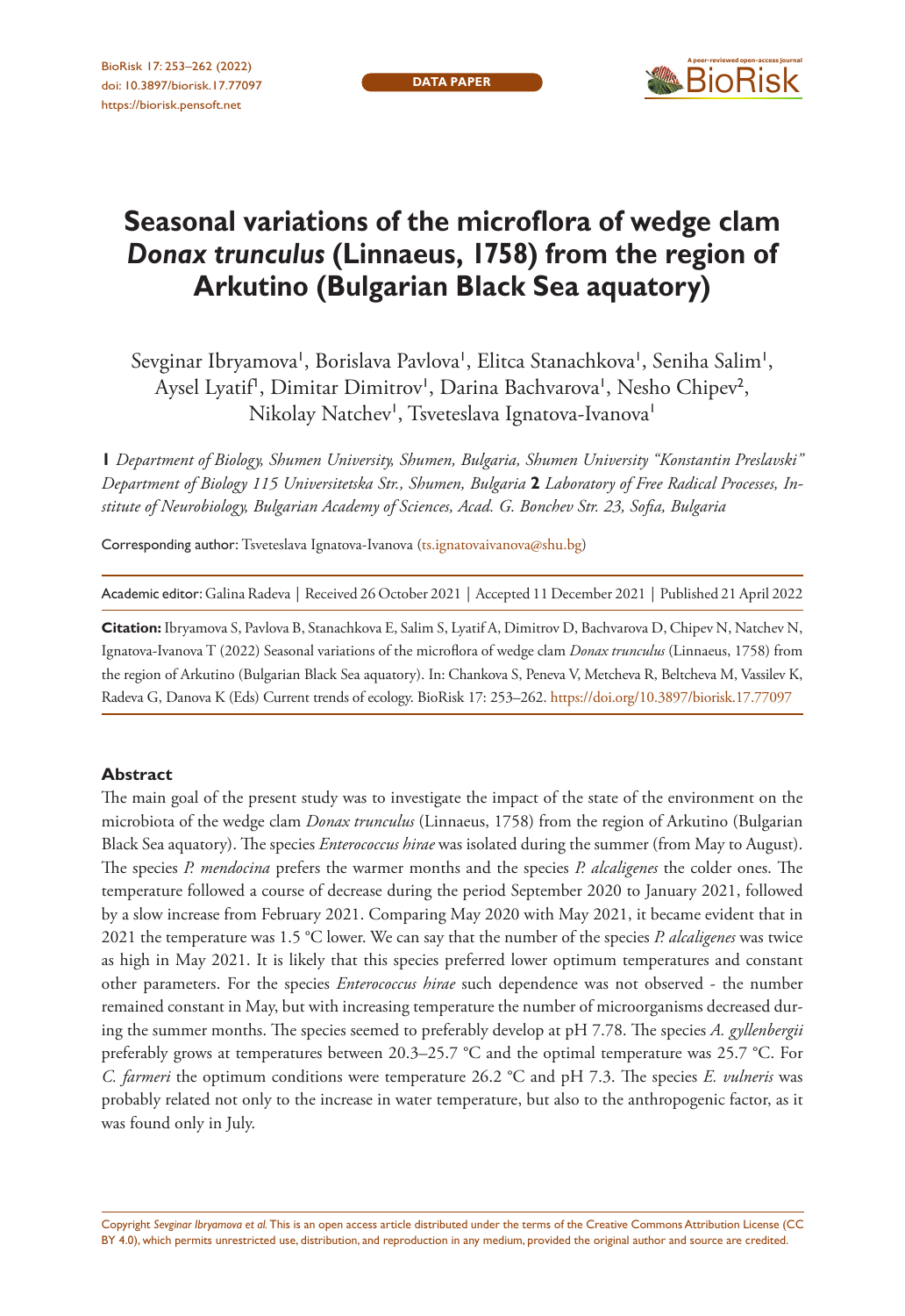DATA PAPER

# Seasonal variations of the microflora of wedge clam *Donax trunculus* (Linnaeus, 1758) from the region of Arkutino (Bulgarian Black Sea aquatory)

Sevginar Ibryamova[1], Borislava Pavlova[1], Elitca Stanachkova[1], Seniha Salim[1], Aysel Lyatif[1], Dimitar Dimitrov[1], Darina Bachvarova[1], Nesho Chipev[2], Nikolay Natchev[1], Tsveteslava Ignatova-Ivanova[1]

**1** *Department of Biology, Shumen University, Shumen, Bulgaria, Shumen University "Konstantin Preslavski" Department of Biology 115 Universitetska Str., Shumen, Bulgaria* **2** *Laboratory of Free Radical Processes, Institute of Neurobiology, Bulgarian Academy of Sciences, Acad. G. Bonchev Str. 23, Sofia, Bulgaria*

Corresponding author: Tsveteslava Ignatova-Ivanova (ts.ignatovaivanova@shu.bg)

Academic editor: Galina Radeva | Received 26 October 2021 | Accepted 11 December 2021 | Published 21 April 2022

**Citation:** Ibryamova S, Pavlova B, Stanachkova E, Salim S, Lyatif A, Dimitrov D, Bachvarova D, Chipev N, Natchev N, Ignatova-Ivanova T (2022) Seasonal variations of the microflora of wedge clam *Donax trunculus* (Linnaeus, 1758) from the region of Arkutino (Bulgarian Black Sea aquatory). In: Chankova S, Peneva V, Metcheva R, Beltcheva M, Vassilev K, Radeva G, Danova K (Eds) Current trends of ecology. BioRisk 17: 253–262. https://doi.org/10.3897/biorisk.17.77097

## Abstract

The main goal of the present study was to investigate the impact of the state of the environment on the microbiota of the wedge clam *Donax trunculus* (Linnaeus, 1758) from the region of Arkutino (Bulgarian Black Sea aquatory). The species *Enterococcus hirae* was isolated during the summer (from May to August). The species *P. mendocina* prefers the warmer months and the species *P. alcaligenes* the colder ones. The temperature followed a course of decrease during the period September 2020 to January 2021, followed by a slow increase from February 2021. Comparing May 2020 with May 2021, it became evident that in 2021 the temperature was 1.5 °C lower. We can say that the number of the species *P. alcaligenes* was twice as high in May 2021. It is likely that this species preferred lower optimum temperatures and constant other parameters. For the species *Enterococcus hirae* such dependence was not observed - the number remained constant in May, but with increasing temperature the number of microorganisms decreased during the summer months. The species seemed to preferably develop at pH 7.78. The species *A. gyllenbergii* preferably grows at temperatures between 20.3–25.7 °C and the optimal temperature was 25.7 °C. For *C. farmeri* the optimum conditions were temperature 26.2 °C and pH 7.3. The species *E. vulneris* was probably related not only to the increase in water temperature, but also to the anthropogenic factor, as it was found only in July.

Copyright *Sevginar Ibryamova et al.* This is an open access article distributed under the terms of the Creative Commons Attribution License (CC BY 4.0), which permits unrestricted use, distribution, and reproduction in any medium, provided the original author and source are credited.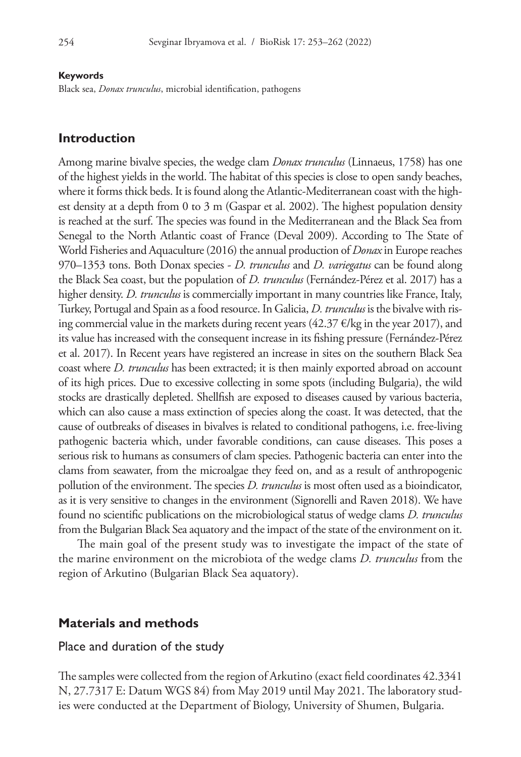#### Keywords

Black sea, *Donax trunculus*, microbial identification, pathogens

## Introduction

Among marine bivalve species, the wedge clam *Donax trunculus* (Linnaeus, 1758) has one of the highest yields in the world. The habitat of this species is close to open sandy beaches, where it forms thick beds. It is found along the Atlantic-Mediterranean coast with the highest density at a depth from 0 to 3 m (Gaspar et al. 2002). The highest population density is reached at the surf. The species was found in the Mediterranean and the Black Sea from Senegal to the North Atlantic coast of France (Deval 2009). According to The State of World Fisheries and Aquaculture (2016) the annual production of *Donax* in Europe reaches 970–1353 tons. Both Donax species - *D. trunculus* and *D. variegatus* can be found along the Black Sea coast, but the population of *D. trunculus* (Fernández-Pérez et al. 2017) has a higher density. *D. trunculus* is commercially important in many countries like France, Italy, Turkey, Portugal and Spain as a food resource. In Galicia, *D. trunculus* is the bivalve with rising commercial value in the markets during recent years (42.37 €/kg in the year 2017), and its value has increased with the consequent increase in its fishing pressure (Fernández-Pérez et al. 2017). In Recent years have registered an increase in sites on the southern Black Sea coast where *D. trunculus* has been extracted; it is then mainly exported abroad on account of its high prices. Due to excessive collecting in some spots (including Bulgaria), the wild stocks are drastically depleted. Shellfish are exposed to diseases caused by various bacteria, which can also cause a mass extinction of species along the coast. It was detected, that the cause of outbreaks of diseases in bivalves is related to conditional pathogens, i.e. free-living pathogenic bacteria which, under favorable conditions, can cause diseases. This poses a serious risk to humans as consumers of clam species. Pathogenic bacteria can enter into the clams from seawater, from the microalgae they feed on, and as a result of anthropogenic pollution of the environment. The species *D. trunculus* is most often used as a bioindicator, as it is very sensitive to changes in the environment (Signorelli and Raven 2018). We have found no scientific publications on the microbiological status of wedge clams *D. trunculus* from the Bulgarian Black Sea aquatory and the impact of the state of the environment on it.

The main goal of the present study was to investigate the impact of the state of the marine environment on the microbiota of the wedge clams *D. trunculus* from the region of Arkutino (Bulgarian Black Sea aquatory).

## Materials and methods

### Place and duration of the study

The samples were collected from the region of Arkutino (exact field coordinates 42.3341 N, 27.7317 E: Datum WGS 84) from May 2019 until May 2021. The laboratory studies were conducted at the Department of Biology, University of Shumen, Bulgaria.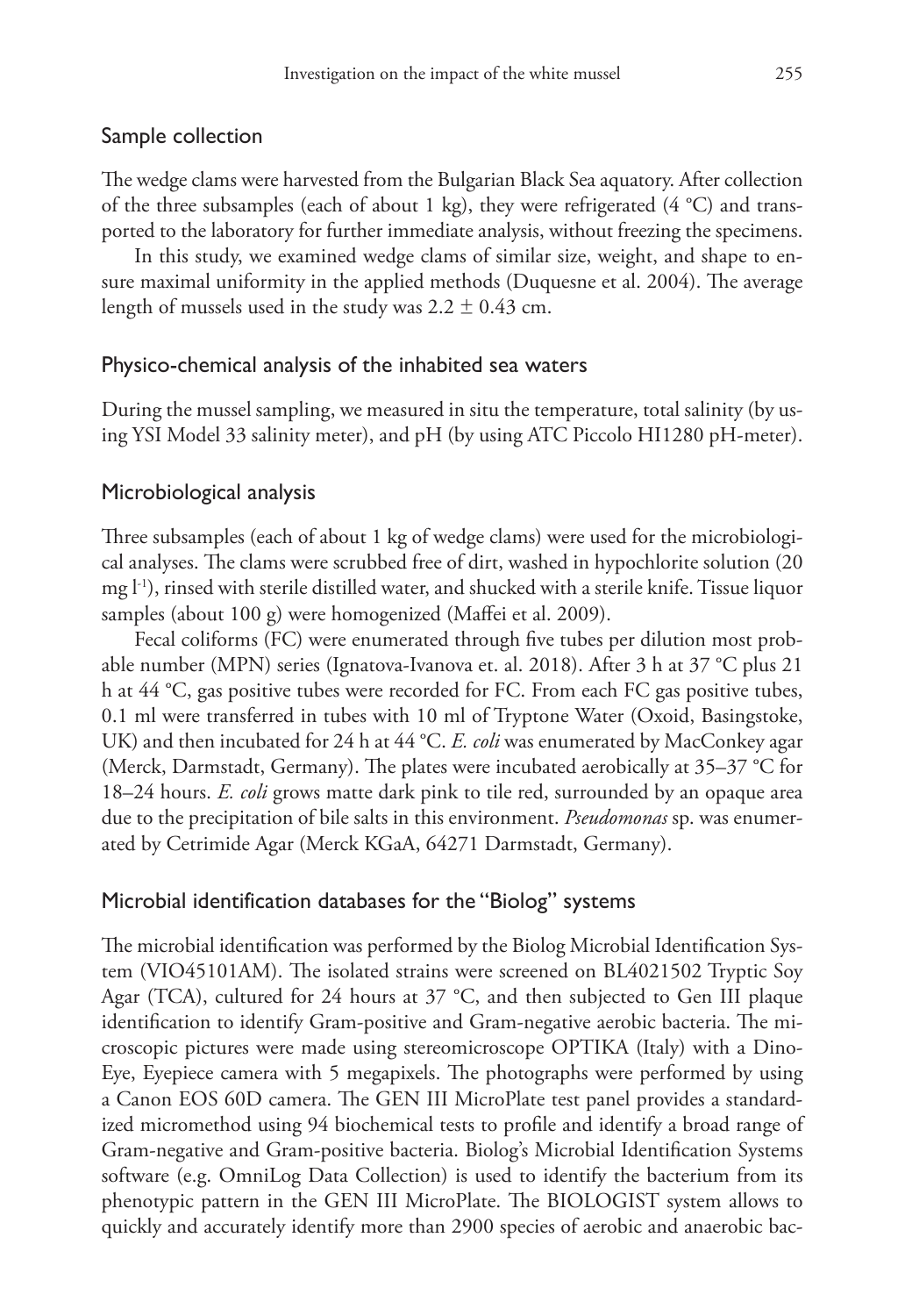## Sample collection

The wedge clams were harvested from the Bulgarian Black Sea aquatory. After collection of the three subsamples (each of about 1 kg), they were refrigerated (4 °C) and transported to the laboratory for further immediate analysis, without freezing the specimens.

In this study, we examined wedge clams of similar size, weight, and shape to ensure maximal uniformity in the applied methods (Duquesne et al. 2004). The average length of mussels used in the study was 2.2 ± 0.43 cm.

## Physico-chemical analysis of the inhabited sea waters

During the mussel sampling, we measured in situ the temperature, total salinity (by using YSI Model 33 salinity meter), and pH (by using ATC Piccolo HI1280 pH-meter).

## Microbiological analysis

Three subsamples (each of about 1 kg of wedge clams) were used for the microbiological analyses. The clams were scrubbed free of dirt, washed in hypochlorite solution (20 mg $l^{-1}$), rinsed with sterile distilled water, and shucked with a sterile knife. Tissue liquor samples (about 100 g) were homogenized (Maffei et al. 2009).

Fecal coliforms (FC) were enumerated through five tubes per dilution most probable number (MPN) series (Ignatova-Ivanova et. al. 2018). After 3 h at 37 °C plus 21 h at 44 °C, gas positive tubes were recorded for FC. From each FC gas positive tubes, 0.1 ml were transferred in tubes with 10 ml of Tryptone Water (Oxoid, Basingstoke, UK) and then incubated for 24 h at 44 °C. *E. coli* was enumerated by MacConkey agar (Merck, Darmstadt, Germany). The plates were incubated aerobically at 35–37 °C for 18–24 hours. *E. coli* grows matte dark pink to tile red, surrounded by an opaque area due to the precipitation of bile salts in this environment. *Pseudomonas* sp. was enumerated by Cetrimide Agar (Merck KGaA, 64271 Darmstadt, Germany).

## Microbial identification databases for the "Biolog" systems

The microbial identification was performed by the Biolog Microbial Identification System (VIO45101AM). The isolated strains were screened on BL4021502 Tryptic Soy Agar (TCA), cultured for 24 hours at 37 °C, and then subjected to Gen III plaque identification to identify Gram-positive and Gram-negative aerobic bacteria. The microscopic pictures were made using stereomicroscope OPTIKA (Italy) with a Dino-Eye, Eyepiece camera with 5 megapixels. The photographs were performed by using a Canon EOS 60D camera. The GEN III MicroPlate test panel provides a standardized micromethod using 94 biochemical tests to profile and identify a broad range of Gram-negative and Gram-positive bacteria. Biolog's Microbial Identification Systems software (e.g. OmniLog Data Collection) is used to identify the bacterium from its phenotypic pattern in the GEN III MicroPlate. The BIOLOGIST system allows to quickly and accurately identify more than 2900 species of aerobic and anaerobic bac-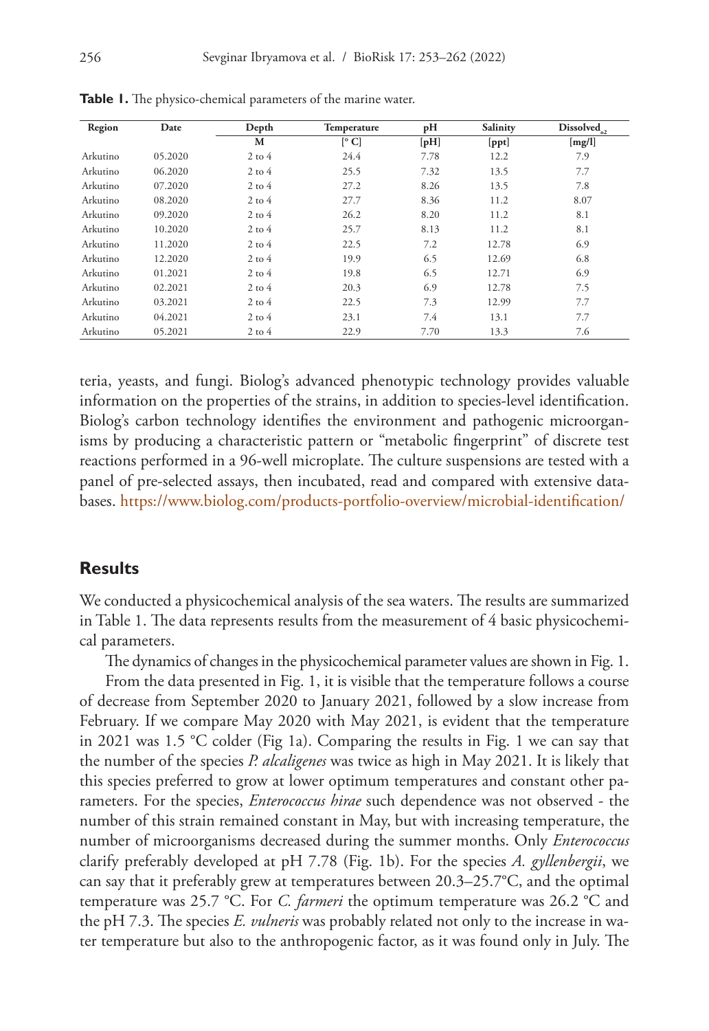**Table 1.** The physico-chemical parameters of the marine water.

| Region | Date | Depth | Temperature | pH | Salinity | $Dissolved_{o2}$ |
|---|---|---|---|---|---|---|
| | | M | [° C] | [pH] | [ppt] | [mg/l] |
| Arkutino | 05.2020 | 2 to 4 | 24.4 | 7.78 | 12.2 | 7.9 |
| Arkutino | 06.2020 | 2 to 4 | 25.5 | 7.32 | 13.5 | 7.7 |
| Arkutino | 07.2020 | 2 to 4 | 27.2 | 8.26 | 13.5 | 7.8 |
| Arkutino | 08.2020 | 2 to 4 | 27.7 | 8.36 | 11.2 | 8.07 |
| Arkutino | 09.2020 | 2 to 4 | 26.2 | 8.20 | 11.2 | 8.1 |
| Arkutino | 10.2020 | 2 to 4 | 25.7 | 8.13 | 11.2 | 8.1 |
| Arkutino | 11.2020 | 2 to 4 | 22.5 | 7.2 | 12.78 | 6.9 |
| Arkutino | 12.2020 | 2 to 4 | 19.9 | 6.5 | 12.69 | 6.8 |
| Arkutino | 01.2021 | 2 to 4 | 19.8 | 6.5 | 12.71 | 6.9 |
| Arkutino | 02.2021 | 2 to 4 | 20.3 | 6.9 | 12.78 | 7.5 |
| Arkutino | 03.2021 | 2 to 4 | 22.5 | 7.3 | 12.99 | 7.7 |
| Arkutino | 04.2021 | 2 to 4 | 23.1 | 7.4 | 13.1 | 7.7 |
| Arkutino | 05.2021 | 2 to 4 | 22.9 | 7.70 | 13.3 | 7.6 |

teria, yeasts, and fungi. Biolog's advanced phenotypic technology provides valuable information on the properties of the strains, in addition to species-level identification. Biolog's carbon technology identifies the environment and pathogenic microorganisms by producing a characteristic pattern or "metabolic fingerprint" of discrete test reactions performed in a 96-well microplate. The culture suspensions are tested with a panel of pre-selected assays, then incubated, read and compared with extensive databases. https://www.biolog.com/products-portfolio-overview/microbial-identification/

## Results

We conducted a physicochemical analysis of the sea waters. The results are summarized in Table 1. The data represents results from the measurement of 4 basic physicochemical parameters.

The dynamics of changes in the physicochemical parameter values are shown in Fig. 1.

From the data presented in Fig. 1, it is visible that the temperature follows a course of decrease from September 2020 to January 2021, followed by a slow increase from February. If we compare May 2020 with May 2021, is evident that the temperature in 2021 was 1.5 °C colder (Fig 1a). Comparing the results in Fig. 1 we can say that the number of the species *P. alcaligenes* was twice as high in May 2021. It is likely that this species preferred to grow at lower optimum temperatures and constant other parameters. For the species, *Enterococcus hirae* such dependence was not observed - the number of this strain remained constant in May, but with increasing temperature, the number of microorganisms decreased during the summer months. Only *Enterococcus* clarify preferably developed at pH 7.78 (Fig. 1b). For the species *A. gyllenbergii*, we can say that it preferably grew at temperatures between 20.3–25.7°C, and the optimal temperature was 25.7 °C. For *C. farmeri* the optimum temperature was 26.2 °C and the pH 7.3. The species *E. vulneris* was probably related not only to the increase in water temperature but also to the anthropogenic factor, as it was found only in July. The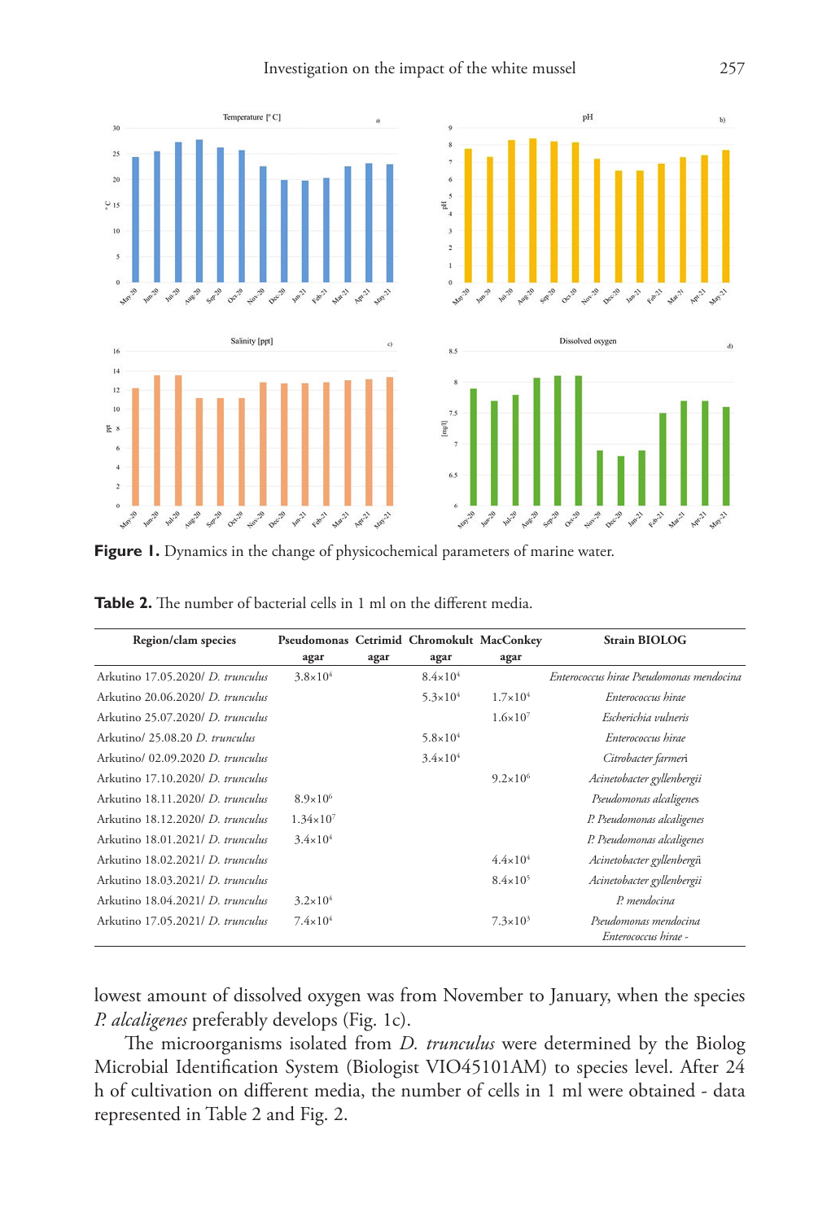**Figure 1.** Dynamics in the change of physicochemical parameters of marine water.

**Table 2.** The number of bacterial cells in 1 ml on the different media.

| Region/clam species | Pseudomonas agar | Cetrimid agar | Chromokult agar | MacConkey agar | Strain BIOLOG |
|---|---|---|---|---|---|
| Arkutino 17.05.2020/ *D. trunculus* | $3.8\times10^4$ | | $8.4\times10^4$ | | *Enterococcus hirae Pseudomonas mendocina* |
| Arkutino 20.06.2020/ *D. trunculus* | | | $5.3\times10^4$ | $1.7\times10^4$ | *Enterococcus hirae* |
| Arkutino 25.07.2020/ *D. trunculus* | | | | $1.6\times10^7$ | *Escherichia vulneris* |
| Arkutino/ 25.08.20 *D. trunculus* | | | $5.8\times10^4$ | | *Enterococcus hirae* |
| Arkutino/ 02.09.2020 *D. trunculus* | | | $3.4\times10^4$ | | *Citrobacter farmeri* |
| Arkutino 17.10.2020/ *D. trunculus* | | | | $9.2\times10^6$ | *Acinetobacter gyllenbergii* |
| Arkutino 18.11.2020/ *D. trunculus* | $8.9\times10^6$ | | | | *Pseudomonas alcaligenes* |
| Arkutino 18.12.2020/ *D. trunculus* | $1.34\times10^7$ | | | | *P. Pseudomonas alcaligenes* |
| Arkutino 18.01.2021/ *D. trunculus* | $3.4\times10^4$ | | | | *P. Pseudomonas alcaligenes* |
| Arkutino 18.02.2021/ *D. trunculus* | | | | $4.4\times10^4$ | *Acinetobacter gyllenbergii* |
| Arkutino 18.03.2021/ *D. trunculus* | | | | $8.4\times10^5$ | *Acinetobacter gyllenbergii* |
| Arkutino 18.04.2021/ *D. trunculus* | $3.2\times10^4$ | | | | *P. mendocina* |
| Arkutino 17.05.2021/ *D. trunculus* | $7.4\times10^4$ | | | $7.3\times10^3$ | *Pseudomonas mendocina Enterococcus hirae* - |

lowest amount of dissolved oxygen was from November to January, when the species *P. alcaligenes* preferably develops (Fig. 1c).

The microorganisms isolated from *D. trunculus* were determined by the Biolog Microbial Identification System (Biologist VIO45101AM) to species level. After 24 h of cultivation on different media, the number of cells in 1 ml were obtained - data represented in Table 2 and Fig. 2.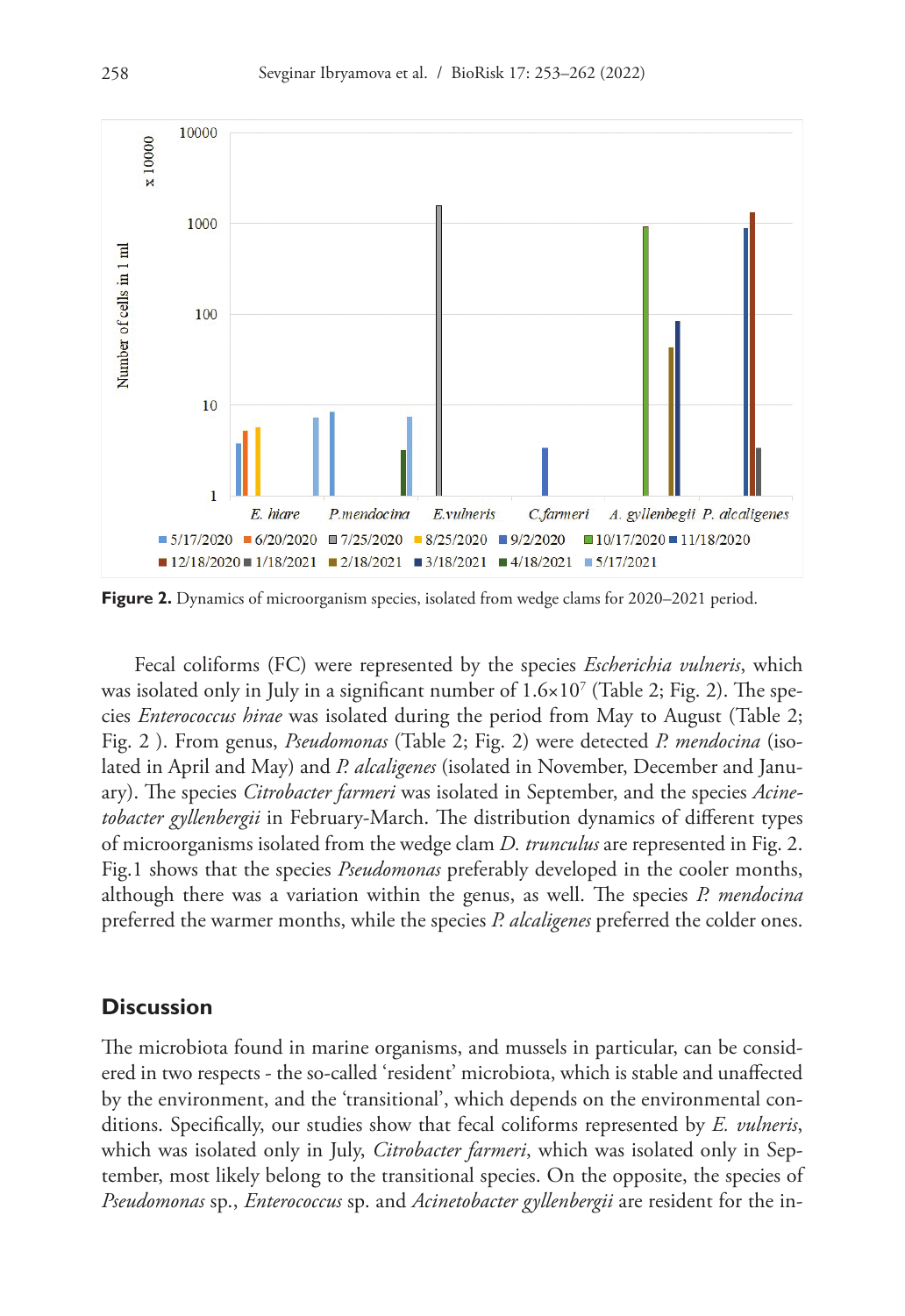**Figure 2.** Dynamics of microorganism species, isolated from wedge clams for 2020–2021 period.

Fecal coliforms (FC) were represented by the species *Escherichia vulneris*, which was isolated only in July in a significant number of $1.6 \times 10^7$ (Table 2; Fig. 2). The species *Enterococcus hirae* was isolated during the period from May to August (Table 2; Fig. 2 ). From genus, *Pseudomonas* (Table 2; Fig. 2) were detected *P. mendocina* (isolated in April and May) and *P. alcaligenes* (isolated in November, December and January). The species *Citrobacter farmeri* was isolated in September, and the species *Acinetobacter gyllenbergii* in February-March. The distribution dynamics of different types of microorganisms isolated from the wedge clam *D. trunculus* are represented in Fig. 2. Fig.1 shows that the species *Pseudomonas* preferably developed in the cooler months, although there was a variation within the genus, as well. The species *P. mendocina* preferred the warmer months, while the species *P. alcaligenes* preferred the colder ones.

## Discussion

The microbiota found in marine organisms, and mussels in particular, can be considered in two respects - the so-called 'resident' microbiota, which is stable and unaffected by the environment, and the 'transitional', which depends on the environmental conditions. Specifically, our studies show that fecal coliforms represented by *E. vulneris*, which was isolated only in July, *Citrobacter farmeri*, which was isolated only in September, most likely belong to the transitional species. On the opposite, the species of *Pseudomonas* sp., *Enterococcus* sp. and *Acinetobacter gyllenbergii* are resident for the in-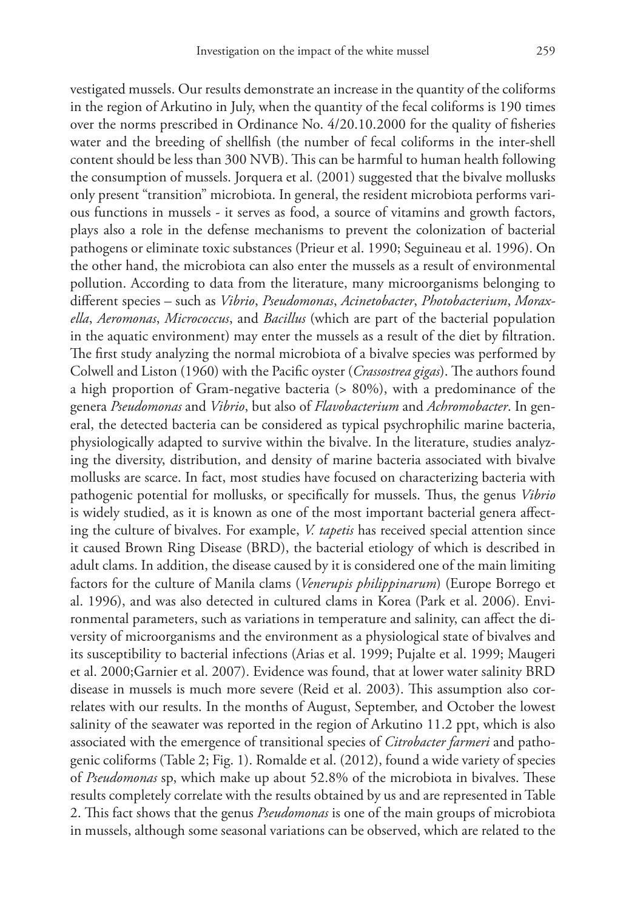vestigated mussels. Our results demonstrate an increase in the quantity of the coliforms in the region of Arkutino in July, when the quantity of the fecal coliforms is 190 times over the norms prescribed in Ordinance No. 4/20.10.2000 for the quality of fisheries water and the breeding of shellfish (the number of fecal coliforms in the inter-shell content should be less than 300 NVB). This can be harmful to human health following the consumption of mussels. Jorquera et al. (2001) suggested that the bivalve mollusks only present "transition" microbiota. In general, the resident microbiota performs various functions in mussels - it serves as food, a source of vitamins and growth factors, plays also a role in the defense mechanisms to prevent the colonization of bacterial pathogens or eliminate toxic substances (Prieur et al. 1990; Seguineau et al. 1996). On the other hand, the microbiota can also enter the mussels as a result of environmental pollution. According to data from the literature, many microorganisms belonging to different species – such as *Vibrio*, *Pseudomonas*, *Acinetobacter*, *Photobacterium*, *Moraxella*, *Aeromonas*, *Micrococcus*, and *Bacillus* (which are part of the bacterial population in the aquatic environment) may enter the mussels as a result of the diet by filtration. The first study analyzing the normal microbiota of a bivalve species was performed by Colwell and Liston (1960) with the Pacific oyster (*Crassostrea gigas*). The authors found a high proportion of Gram-negative bacteria (> 80%), with a predominance of the genera *Pseudomonas* and *Vibrio*, but also of *Flavobacterium* and *Achromobacter*. In general, the detected bacteria can be considered as typical psychrophilic marine bacteria, physiologically adapted to survive within the bivalve. In the literature, studies analyzing the diversity, distribution, and density of marine bacteria associated with bivalve mollusks are scarce. In fact, most studies have focused on characterizing bacteria with pathogenic potential for mollusks, or specifically for mussels. Thus, the genus *Vibrio* is widely studied, as it is known as one of the most important bacterial genera affecting the culture of bivalves. For example, *V. tapetis* has received special attention since it caused Brown Ring Disease (BRD), the bacterial etiology of which is described in adult clams. In addition, the disease caused by it is considered one of the main limiting factors for the culture of Manila clams (*Venerupis philippinarum*) (Europe Borrego et al. 1996), and was also detected in cultured clams in Korea (Park et al. 2006). Environmental parameters, such as variations in temperature and salinity, can affect the diversity of microorganisms and the environment as a physiological state of bivalves and its susceptibility to bacterial infections (Arias et al. 1999; Pujalte et al. 1999; Maugeri et al. 2000;Garnier et al. 2007). Evidence was found, that at lower water salinity BRD disease in mussels is much more severe (Reid et al. 2003). This assumption also correlates with our results. In the months of August, September, and October the lowest salinity of the seawater was reported in the region of Arkutino 11.2 ppt, which is also associated with the emergence of transitional species of *Citrobacter farmeri* and pathogenic coliforms (Table 2; Fig. 1). Romalde et al. (2012), found a wide variety of species of *Pseudomonas* sp, which make up about 52.8% of the microbiota in bivalves. These results completely correlate with the results obtained by us and are represented in Table 2. This fact shows that the genus *Pseudomonas* is one of the main groups of microbiota in mussels, although some seasonal variations can be observed, which are related to the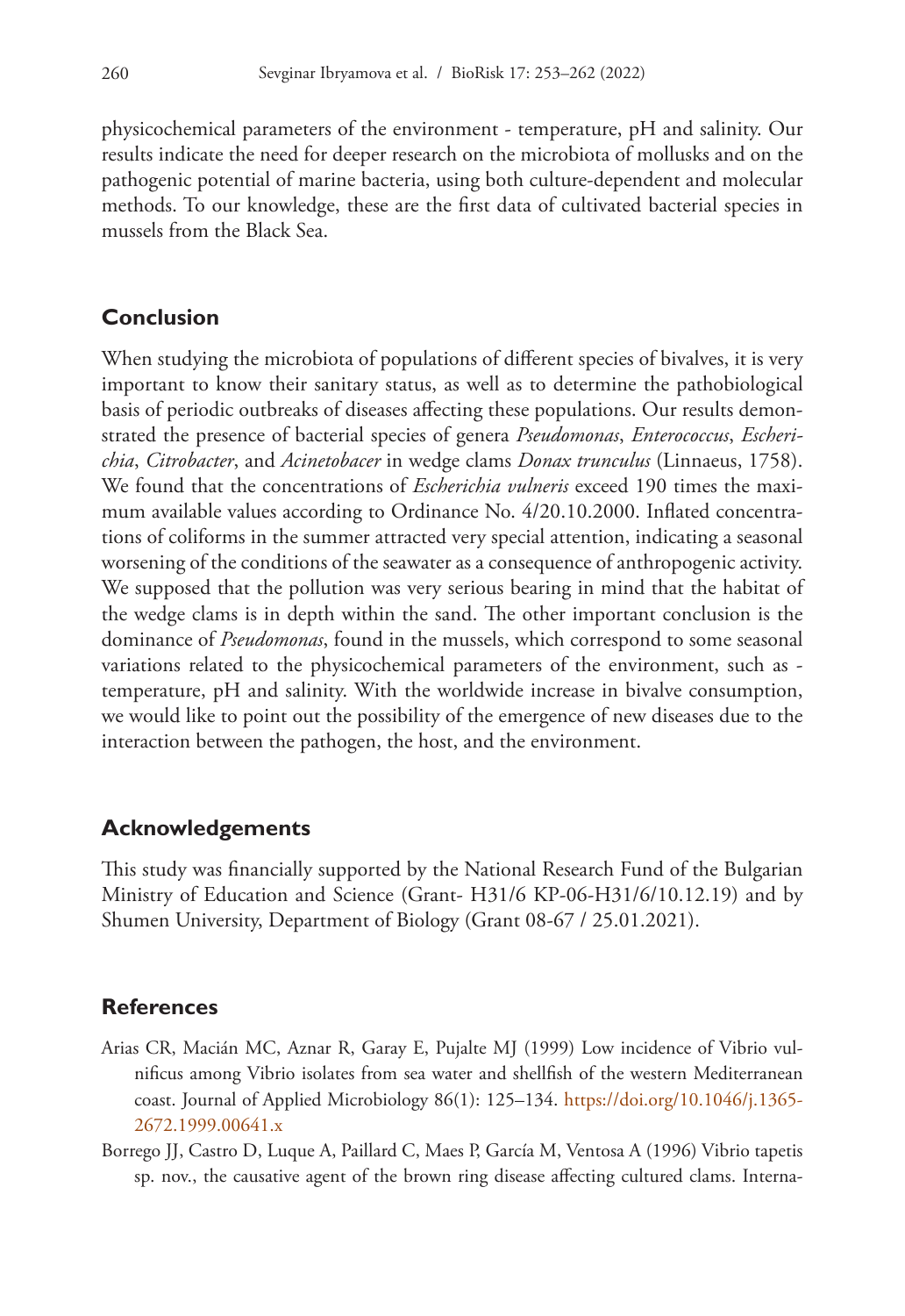physicochemical parameters of the environment - temperature, pH and salinity. Our results indicate the need for deeper research on the microbiota of mollusks and on the pathogenic potential of marine bacteria, using both culture-dependent and molecular methods. To our knowledge, these are the first data of cultivated bacterial species in mussels from the Black Sea.

## Conclusion

When studying the microbiota of populations of different species of bivalves, it is very important to know their sanitary status, as well as to determine the pathobiological basis of periodic outbreaks of diseases affecting these populations. Our results demonstrated the presence of bacterial species of genera *Pseudomonas*, *Enterococcus*, *Escherichia*, *Citrobacter*, and *Acinetobacer* in wedge clams *Donax trunculus* (Linnaeus, 1758). We found that the concentrations of *Escherichia vulneris* exceed 190 times the maximum available values according to Ordinance No. 4/20.10.2000. Inflated concentrations of coliforms in the summer attracted very special attention, indicating a seasonal worsening of the conditions of the seawater as a consequence of anthropogenic activity. We supposed that the pollution was very serious bearing in mind that the habitat of the wedge clams is in depth within the sand. The other important conclusion is the dominance of *Pseudomonas*, found in the mussels, which correspond to some seasonal variations related to the physicochemical parameters of the environment, such as - temperature, pH and salinity. With the worldwide increase in bivalve consumption, we would like to point out the possibility of the emergence of new diseases due to the interaction between the pathogen, the host, and the environment.

## Acknowledgements

This study was financially supported by the National Research Fund of the Bulgarian Ministry of Education and Science (Grant- H31/6 KP-06-H31/6/10.12.19) and by Shumen University, Department of Biology (Grant 08-67 / 25.01.2021).

## References

- Arias CR, Macián MC, Aznar R, Garay E, Pujalte MJ (1999) Low incidence of Vibrio vulnificus among Vibrio isolates from sea water and shellfish of the western Mediterranean coast. Journal of Applied Microbiology 86(1): 125–134. https://doi.org/10.1046/j.1365-2672.1999.00641.x
- Borrego JJ, Castro D, Luque A, Paillard C, Maes P, García M, Ventosa A (1996) Vibrio tapetis sp. nov., the causative agent of the brown ring disease affecting cultured clams. Interna-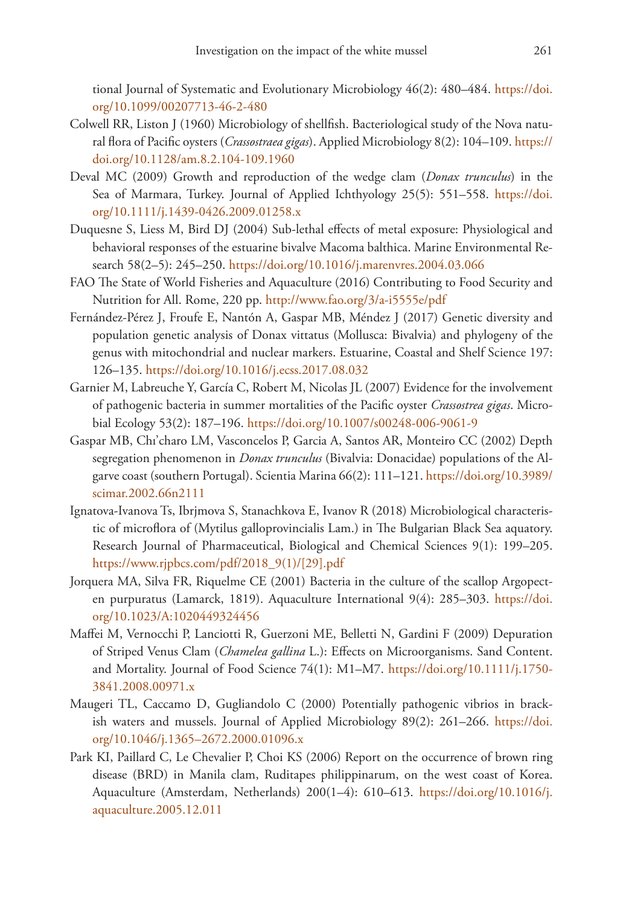tional Journal of Systematic and Evolutionary Microbiology 46(2): 480–484. https://doi.org/10.1099/00207713-46-2-480

Colwell RR, Liston J (1960) Microbiology of shellfish. Bacteriological study of the Nova natural flora of Pacific oysters (*Crassostraea gigas*). Applied Microbiology 8(2): 104–109. https://doi.org/10.1128/am.8.2.104-109.1960

Deval MC (2009) Growth and reproduction of the wedge clam (*Donax trunculus*) in the Sea of Marmara, Turkey. Journal of Applied Ichthyology 25(5): 551–558. https://doi.org/10.1111/j.1439-0426.2009.01258.x

Duquesne S, Liess M, Bird DJ (2004) Sub-lethal effects of metal exposure: Physiological and behavioral responses of the estuarine bivalve Macoma balthica. Marine Environmental Research 58(2–5): 245–250. https://doi.org/10.1016/j.marenvres.2004.03.066

FAO The State of World Fisheries and Aquaculture (2016) Contributing to Food Security and Nutrition for All. Rome, 220 pp. http://www.fao.org/3/a-i5555e/pdf

Fernández-Pérez J, Froufe E, Nantón A, Gaspar MB, Méndez J (2017) Genetic diversity and population genetic analysis of Donax vittatus (Mollusca: Bivalvia) and phylogeny of the genus with mitochondrial and nuclear markers. Estuarine, Coastal and Shelf Science 197: 126–135. https://doi.org/10.1016/j.ecss.2017.08.032

Garnier M, Labreuche Y, García C, Robert M, Nicolas JL (2007) Evidence for the involvement of pathogenic bacteria in summer mortalities of the Pacific oyster *Crassostrea gigas*. Microbial Ecology 53(2): 187–196. https://doi.org/10.1007/s00248-006-9061-9

Gaspar MB, Chı'charo LM, Vasconcelos P, Garcia A, Santos AR, Monteiro CC (2002) Depth segregation phenomenon in *Donax trunculus* (Bivalvia: Donacidae) populations of the Algarve coast (southern Portugal). Scientia Marina 66(2): 111–121. https://doi.org/10.3989/scimar.2002.66n2111

Ignatova-Ivanova Ts, Ibrjmova S, Stanachkova E, Ivanov R (2018) Microbiological characteristic of microflora of (Mytilus galloprovincialis Lam.) in The Bulgarian Black Sea aquatory. Research Journal of Pharmaceutical, Biological and Chemical Sciences 9(1): 199–205. https://www.rjpbcs.com/pdf/2018_9(1)/[29].pdf

Jorquera MA, Silva FR, Riquelme CE (2001) Bacteria in the culture of the scallop Argopecten purpuratus (Lamarck, 1819). Aquaculture International 9(4): 285–303. https://doi.org/10.1023/A:1020449324456

Maffei M, Vernocchi P, Lanciotti R, Guerzoni ME, Belletti N, Gardini F (2009) Depuration of Striped Venus Clam (*Chamelea gallina* L.): Effects on Microorganisms. Sand Content. and Mortality. Journal of Food Science 74(1): M1–M7. https://doi.org/10.1111/j.1750-3841.2008.00971.x

Maugeri TL, Caccamo D, Gugliandolo C (2000) Potentially pathogenic vibrios in brackish waters and mussels. Journal of Applied Microbiology 89(2): 261–266. https://doi.org/10.1046/j.1365–2672.2000.01096.x

Park KI, Paillard C, Le Chevalier P, Choi KS (2006) Report on the occurrence of brown ring disease (BRD) in Manila clam, Ruditapes philippinarum, on the west coast of Korea. Aquaculture (Amsterdam, Netherlands) 200(1–4): 610–613. https://doi.org/10.1016/j.aquaculture.2005.12.011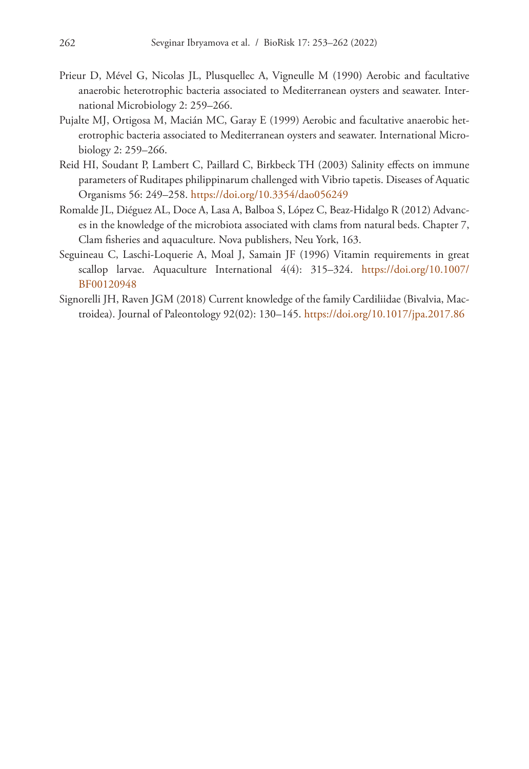Prieur D, Mével G, Nicolas JL, Plusquellec A, Vigneulle M (1990) Aerobic and facultative anaerobic heterotrophic bacteria associated to Mediterranean oysters and seawater. International Microbiology 2: 259–266.

Pujalte MJ, Ortigosa M, Macián MC, Garay E (1999) Aerobic and facultative anaerobic heterotrophic bacteria associated to Mediterranean oysters and seawater. International Microbiology 2: 259–266.

Reid HI, Soudant P, Lambert C, Paillard C, Birkbeck TH (2003) Salinity effects on immune parameters of Ruditapes philippinarum challenged with Vibrio tapetis. Diseases of Aquatic Organisms 56: 249–258. https://doi.org/10.3354/dao056249

Romalde JL, Diéguez AL, Doce A, Lasa A, Balboa S, López C, Beaz-Hidalgo R (2012) Advances in the knowledge of the microbiota associated with clams from natural beds. Chapter 7, Clam fisheries and aquaculture. Nova publishers, Neu York, 163.

Seguineau C, Laschi-Loquerie A, Moal J, Samain JF (1996) Vitamin requirements in great scallop larvae. Aquaculture International 4(4): 315–324. https://doi.org/10.1007/BF00120948

Signorelli JH, Raven JGM (2018) Current knowledge of the family Cardiliidae (Bivalvia, Mactroidea). Journal of Paleontology 92(02): 130–145. https://doi.org/10.1017/jpa.2017.86